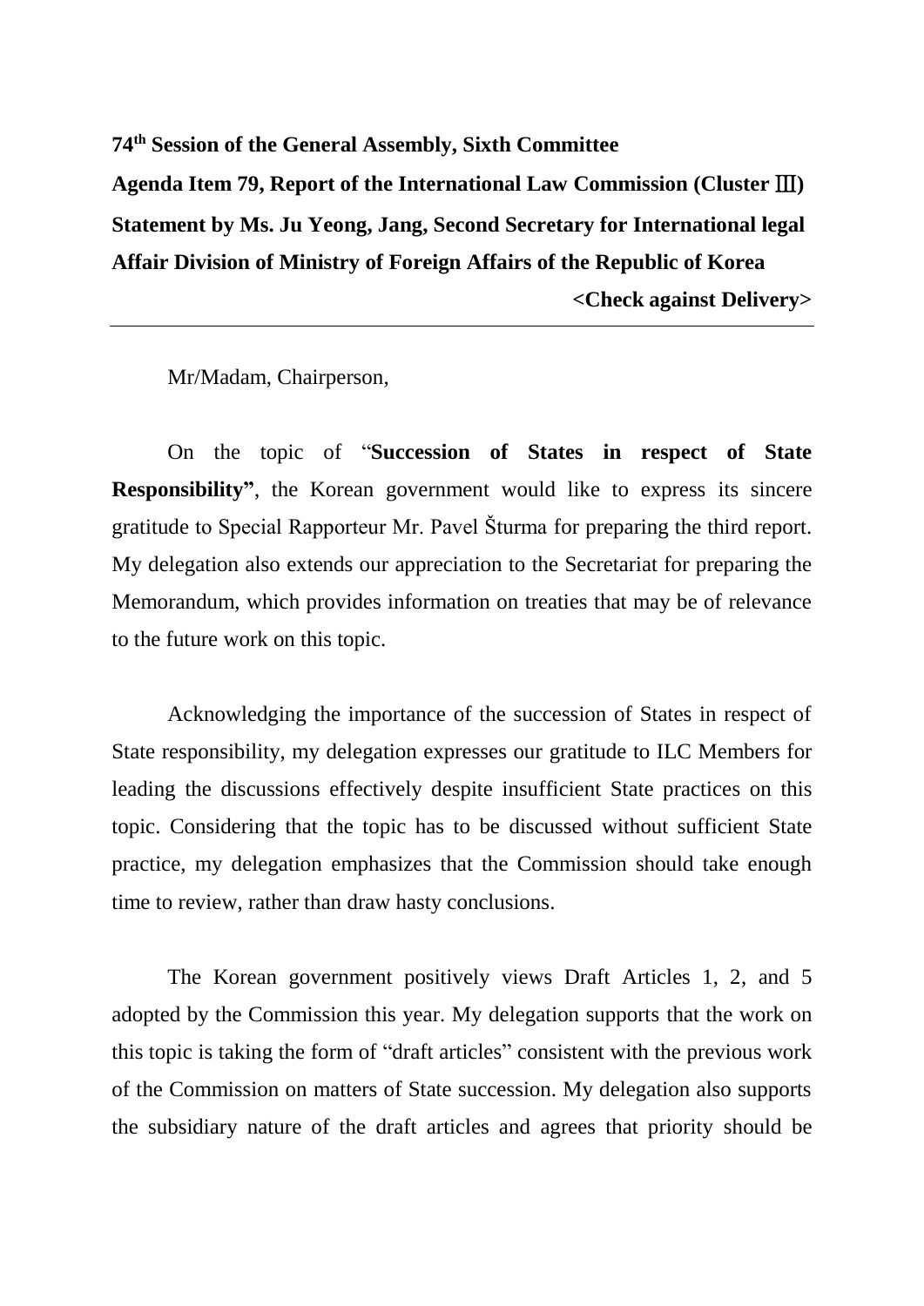**74th Session of the General Assembly, Sixth Committee**

**Agenda Item 79, Report of the International Law Commission (Cluster Ⅲ)**

**Statement by Ms. Ju Yeong, Jang, Second Secretary for International legal Affair Division of Ministry of Foreign Affairs of the Republic of Korea**

**<Check against Delivery>**

---

Mr/Madam, Chairperson,

On the topic of "**Succession of States in respect of State Responsibility"**, the Korean government would like to express its sincere gratitude to Special Rapporteur Mr. Pavel Šturma for preparing the third report. My delegation also extends our appreciation to the Secretariat for preparing the Memorandum, which provides information on treaties that may be of relevance to the future work on this topic.

Acknowledging the importance of the succession of States in respect of State responsibility, my delegation expresses our gratitude to ILC Members for leading the discussions effectively despite insufficient State practices on this topic. Considering that the topic has to be discussed without sufficient State practice, my delegation emphasizes that the Commission should take enough time to review, rather than draw hasty conclusions.

The Korean government positively views Draft Articles 1, 2, and 5 adopted by the Commission this year. My delegation supports that the work on this topic is taking the form of "draft articles" consistent with the previous work of the Commission on matters of State succession. My delegation also supports the subsidiary nature of the draft articles and agrees that priority should be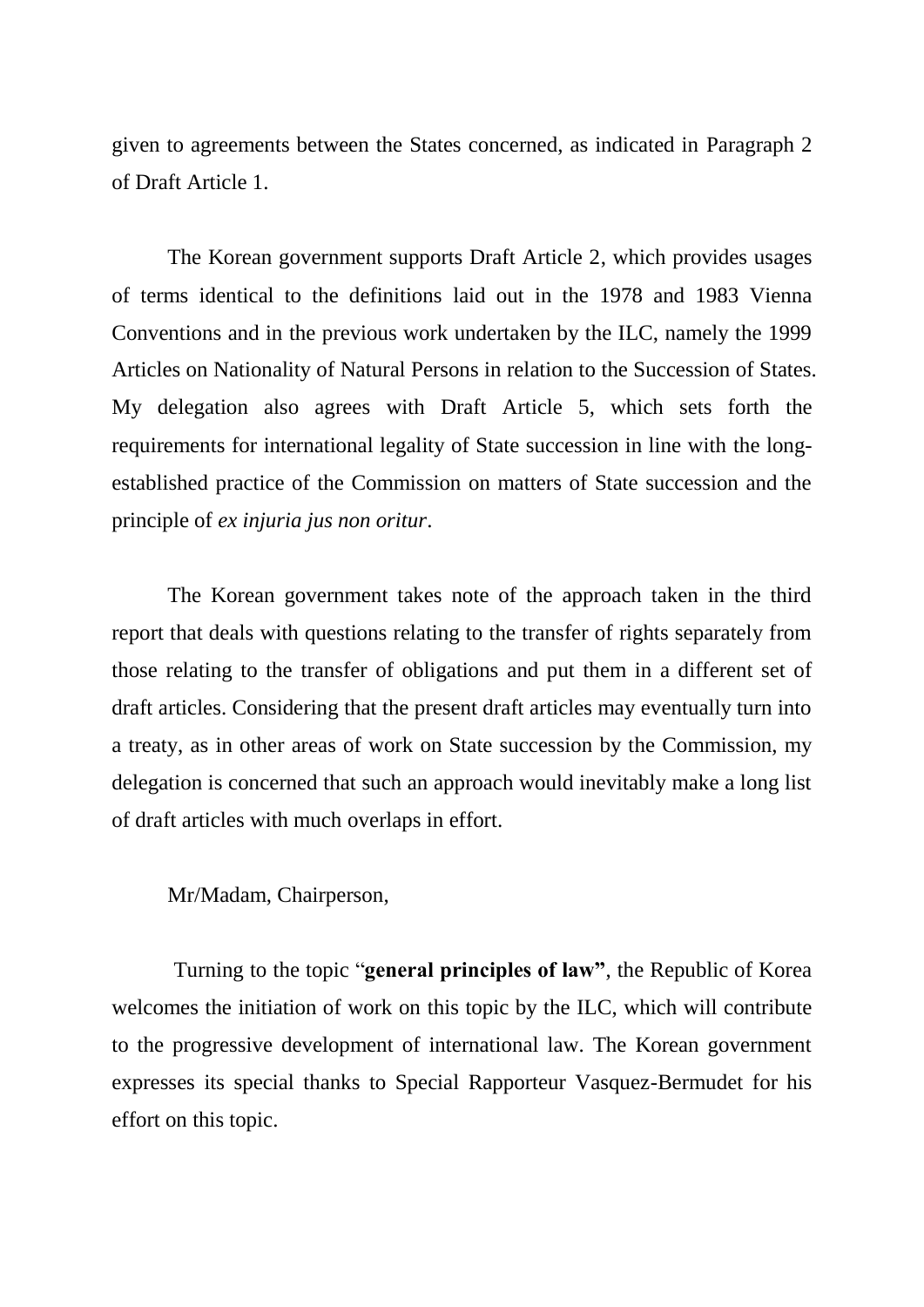given to agreements between the States concerned, as indicated in Paragraph 2 of Draft Article 1.

The Korean government supports Draft Article 2, which provides usages of terms identical to the definitions laid out in the 1978 and 1983 Vienna Conventions and in the previous work undertaken by the ILC, namely the 1999 Articles on Nationality of Natural Persons in relation to the Succession of States. My delegation also agrees with Draft Article 5, which sets forth the requirements for international legality of State succession in line with the long-established practice of the Commission on matters of State succession and the principle of *ex injuria jus non oritur*.

The Korean government takes note of the approach taken in the third report that deals with questions relating to the transfer of rights separately from those relating to the transfer of obligations and put them in a different set of draft articles. Considering that the present draft articles may eventually turn into a treaty, as in other areas of work on State succession by the Commission, my delegation is concerned that such an approach would inevitably make a long list of draft articles with much overlaps in effort.

Mr/Madam, Chairperson,

Turning to the topic "**general principles of law**", the Republic of Korea welcomes the initiation of work on this topic by the ILC, which will contribute to the progressive development of international law. The Korean government expresses its special thanks to Special Rapporteur Vasquez-Bermudet for his effort on this topic.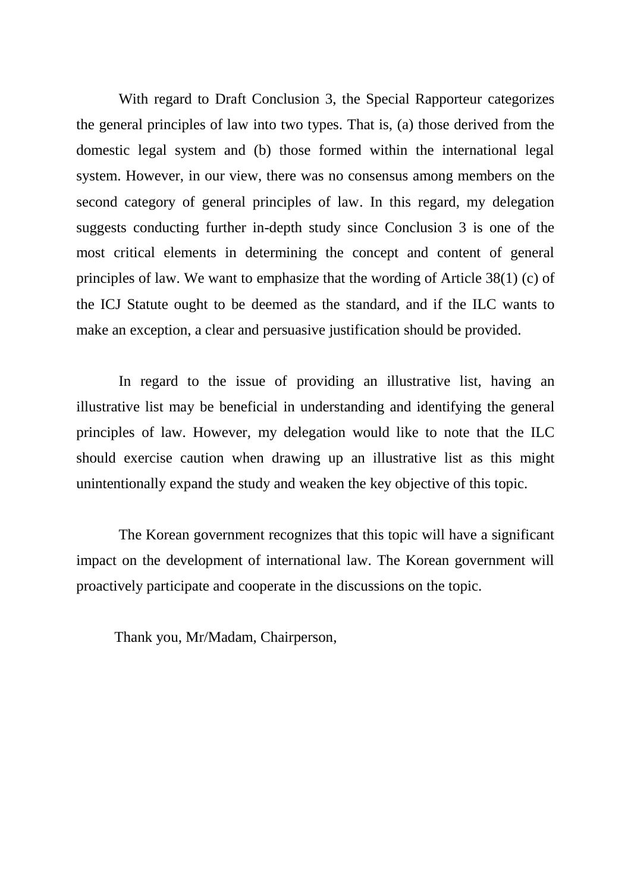With regard to Draft Conclusion 3, the Special Rapporteur categorizes the general principles of law into two types. That is, (a) those derived from the domestic legal system and (b) those formed within the international legal system. However, in our view, there was no consensus among members on the second category of general principles of law. In this regard, my delegation suggests conducting further in-depth study since Conclusion 3 is one of the most critical elements in determining the concept and content of general principles of law. We want to emphasize that the wording of Article 38(1) (c) of the ICJ Statute ought to be deemed as the standard, and if the ILC wants to make an exception, a clear and persuasive justification should be provided.

In regard to the issue of providing an illustrative list, having an illustrative list may be beneficial in understanding and identifying the general principles of law. However, my delegation would like to note that the ILC should exercise caution when drawing up an illustrative list as this might unintentionally expand the study and weaken the key objective of this topic.

The Korean government recognizes that this topic will have a significant impact on the development of international law. The Korean government will proactively participate and cooperate in the discussions on the topic.

Thank you, Mr/Madam, Chairperson,